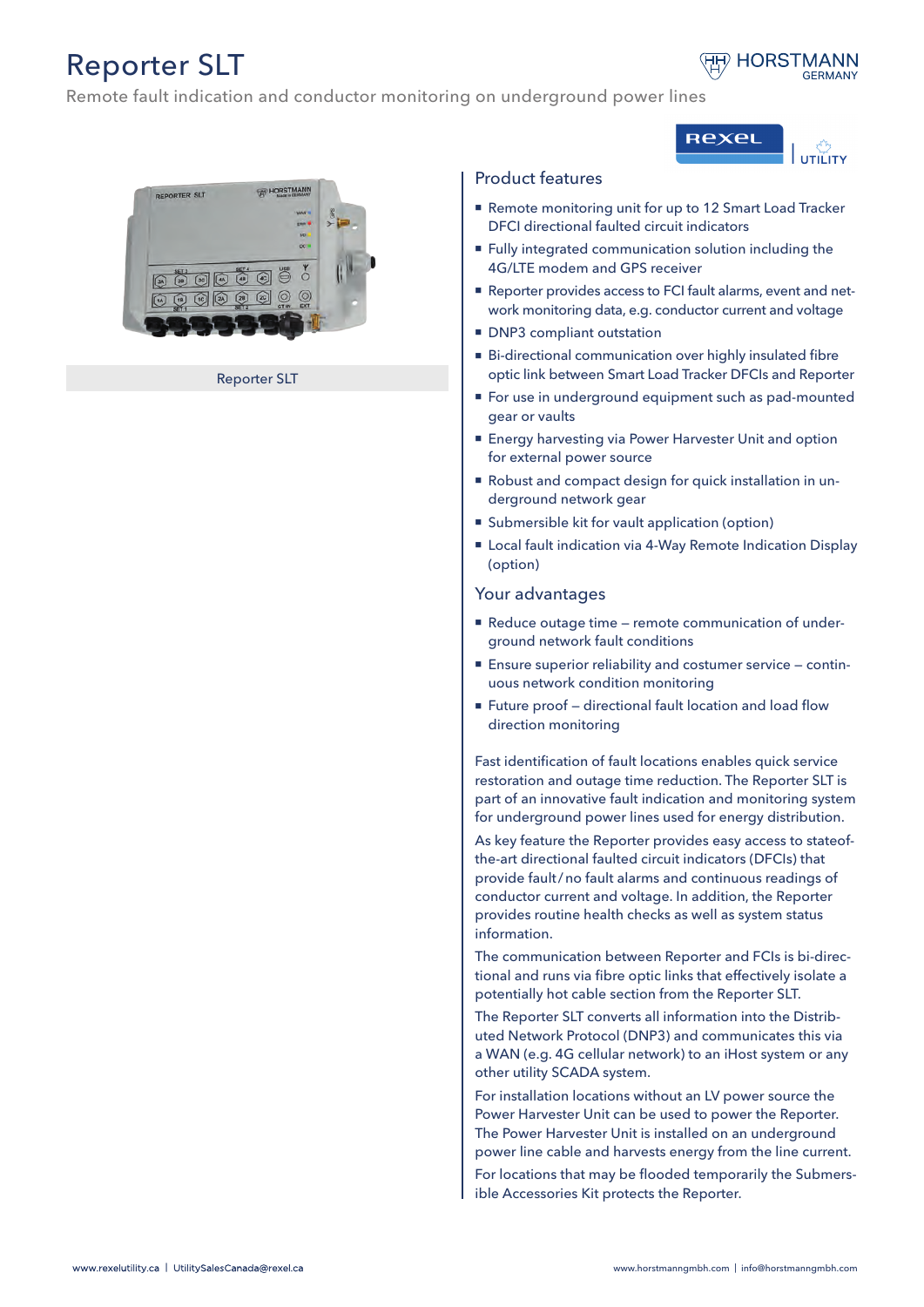# Reporter SLT

Remote fault indication and conductor monitoring on underground power lines

Reporter SLT

## Product features

- Remote monitoring unit for up to 12 Smart Load Tracker DFCI directional faulted circuit indicators
- Fully integrated communication solution including the 4G/LTE modem and GPS receiver
- Reporter provides access to FCI fault alarms, event and network monitoring data, e.g. conductor current and voltage
- DNP3 compliant outstation
- Bi-directional communication over highly insulated fibre optic link between Smart Load Tracker DFCIs and Reporter
- For use in underground equipment such as pad-mounted gear or vaults
- Energy harvesting via Power Harvester Unit and option for external power source
- Robust and compact design for quick installation in underground network gear
- Submersible kit for vault application (option)
- Local fault indication via 4-Way Remote Indication Display (option)

## Your advantages

- Reduce outage time – remote communication of underground network fault conditions
- Ensure superior reliability and costumer service – continuous network condition monitoring
- Future proof – directional fault location and load flow direction monitoring

Fast identification of fault locations enables quick service restoration and outage time reduction. The Reporter SLT is part of an innovative fault indication and monitoring system for underground power lines used for energy distribution.

As key feature the Reporter provides easy access to stateofthe-art directional faulted circuit indicators (DFCIs) that provide fault/no fault alarms and continuous readings of conductor current and voltage. In addition, the Reporter provides routine health checks as well as system status information.

The communication between Reporter and FCIs is bi-directional and runs via fibre optic links that effectively isolate a potentially hot cable section from the Reporter SLT.

The Reporter SLT converts all information into the Distributed Network Protocol (DNP3) and communicates this via a WAN (e.g. 4G cellular network) to an iHost system or any other utility SCADA system.

For installation locations without an LV power source the Power Harvester Unit can be used to power the Reporter. The Power Harvester Unit is installed on an underground power line cable and harvests energy from the line current.

For locations that may be flooded temporarily the Submersible Accessories Kit protects the Reporter.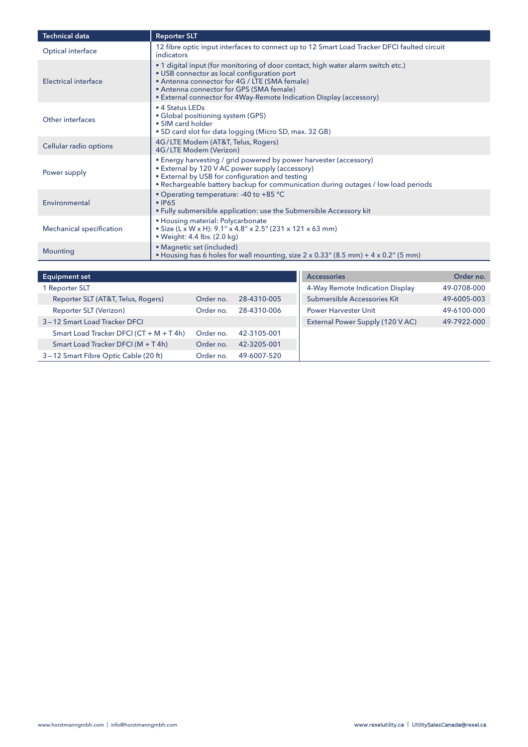| Technical data | Reporter SLT |
|---|---|
| Optical interface | 12 fibre optic input interfaces to connect up to 12 Smart Load Tracker DFCI faulted circuit indicators |
| Electrical interface | ▪ 1 digital input (for monitoring of door contact, high water alarm switch etc.)<br>▪ USB connector as local configuration port<br>▪ Antenna connector for 4G / LTE (SMA female)<br>▪ Antenna connector for GPS (SMA female)<br>▪ External connector for 4Way-Remote Indication Display (accessory) |
| Other interfaces | ▪ 4 Status LEDs<br>▪ Global positioning system (GPS)<br>▪ SIM card holder<br>▪ SD card slot for data logging (Micro SD, max. 32 GB) |
| Cellular radio options | 4G/LTE Modem (AT&T, Telus, Rogers)<br>4G/LTE Modem (Verizon) |
| Power supply | ▪ Energy harvesting / grid powered by power harvester (accessory)<br>▪ External by 120 V AC power supply (accessory)<br>▪ External by USB for configuration and testing<br>▪ Rechargeable battery backup for communication during outages / low load periods |
| Environmental | ▪ Operating temperature: -40 to +85 °C<br>▪ IP65<br>▪ Fully submersible application: use the Submersible Accessory kit |
| Mechanical specification | ▪ Housing material: Polycarbonate<br>▪ Size (L x W x H): 9.1" x 4.8" x 2.5" (231 x 121 x 63 mm)<br>▪ Weight: 4.4 lbs. (2.0 kg) |
| Mounting | ▪ Magnetic set (included)<br>▪ Housing has 6 holes for wall mounting, size 2 x 0.33" (8.5 mm) + 4 x 0.2" (5 mm) |

| Equipment set | | |
|---|---|---|
| 1 Reporter SLT | | |
| Reporter SLT (AT&T, Telus, Rogers) | Order no. | 28-4310-005 |
| Reporter SLT (Verizon) | Order no. | 28-4310-006 |
| 3 – 12 Smart Load Tracker DFCI | | |
| Smart Load Tracker DFCI (CT + M + T 4h) | Order no. | 42-3105-001 |
| Smart Load Tracker DFCI (M + T 4h) | Order no. | 42-3205-001 |
| 3 – 12 Smart Fibre Optic Cable (20 ft) | Order no. | 49-6007-520 |

| Accessories | Order no. |
|---|---|
| 4-Way Remote Indication Display | 49-0708-000 |
| Submersible Accessories Kit | 49-6005-003 |
| Power Harvester Unit | 49-6100-000 |
| External Power Supply (120 V AC) | 49-7922-000 |

www.horstmanngmbh.com | info@horstmanngmbh.com

www.rexelutility.ca | UtilitySalesCanada@rexel.ca